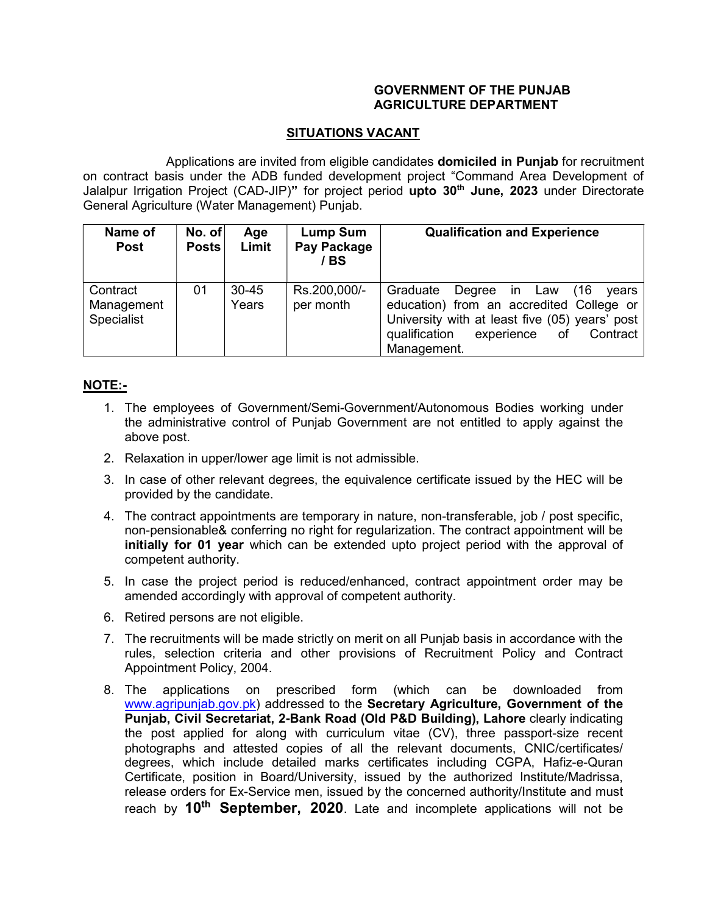**GOVERNMENT OF THE PUNJAB**
**AGRICULTURE DEPARTMENT**

## SITUATIONS VACANT

Applications are invited from eligible candidates **domiciled in Punjab** for recruitment on contract basis under the ADB funded development project "Command Area Development of Jalalpur Irrigation Project (CAD-JIP)**"** for project period **upto 30th June, 2023** under Directorate General Agriculture (Water Management) Punjab.

| Name of Post | No. of Posts | Age Limit | Lump Sum Pay Package / BS | Qualification and Experience |
|---|---|---|---|---|
| Contract Management Specialist | 01 | 30-45 Years | Rs.200,000/- per month | Graduate Degree in Law (16 years education) from an accredited College or University with at least five (05) years' post qualification experience of Contract Management. |

**NOTE:-**

1. The employees of Government/Semi-Government/Autonomous Bodies working under the administrative control of Punjab Government are not entitled to apply against the above post.
2. Relaxation in upper/lower age limit is not admissible.
3. In case of other relevant degrees, the equivalence certificate issued by the HEC will be provided by the candidate.
4. The contract appointments are temporary in nature, non-transferable, job / post specific, non-pensionable& conferring no right for regularization. The contract appointment will be **initially for 01 year** which can be extended upto project period with the approval of competent authority.
5. In case the project period is reduced/enhanced, contract appointment order may be amended accordingly with approval of competent authority.
6. Retired persons are not eligible.
7. The recruitments will be made strictly on merit on all Punjab basis in accordance with the rules, selection criteria and other provisions of Recruitment Policy and Contract Appointment Policy, 2004.
8. The applications on prescribed form (which can be downloaded from www.agripunjab.gov.pk) addressed to the **Secretary Agriculture, Government of the Punjab, Civil Secretariat, 2-Bank Road (Old P&D Building), Lahore** clearly indicating the post applied for along with curriculum vitae (CV), three passport-size recent photographs and attested copies of all the relevant documents, CNIC/certificates/ degrees, which include detailed marks certificates including CGPA, Hafiz-e-Quran Certificate, position in Board/University, issued by the authorized Institute/Madrissa, release orders for Ex-Service men, issued by the concerned authority/Institute and must reach by **10th September, 2020**. Late and incomplete applications will not be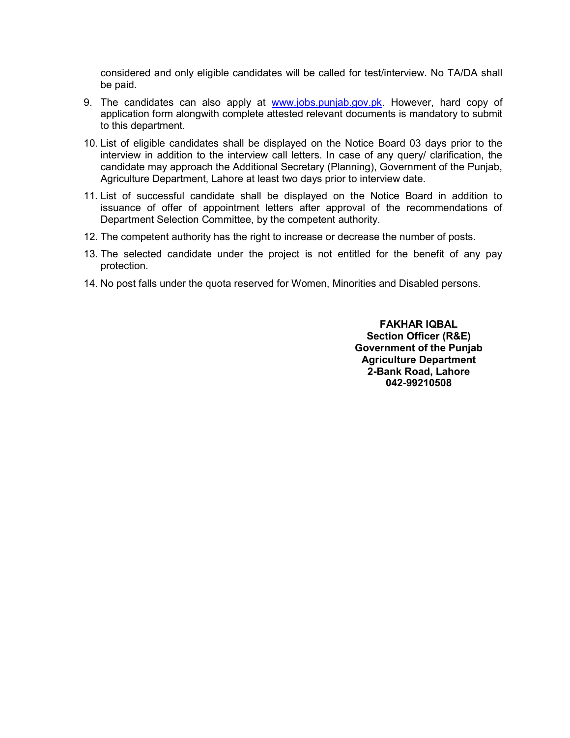considered and only eligible candidates will be called for test/interview. No TA/DA shall be paid.

9. The candidates can also apply at www.jobs.punjab.gov.pk. However, hard copy of application form alongwith complete attested relevant documents is mandatory to submit to this department.
10. List of eligible candidates shall be displayed on the Notice Board 03 days prior to the interview in addition to the interview call letters. In case of any query/ clarification, the candidate may approach the Additional Secretary (Planning), Government of the Punjab, Agriculture Department, Lahore at least two days prior to interview date.
11. List of successful candidate shall be displayed on the Notice Board in addition to issuance of offer of appointment letters after approval of the recommendations of Department Selection Committee, by the competent authority.
12. The competent authority has the right to increase or decrease the number of posts.
13. The selected candidate under the project is not entitled for the benefit of any pay protection.
14. No post falls under the quota reserved for Women, Minorities and Disabled persons.

**FAKHAR IQBAL**
**Section Officer (R&E)**
**Government of the Punjab**
**Agriculture Department**
**2-Bank Road, Lahore**
**042-99210508**